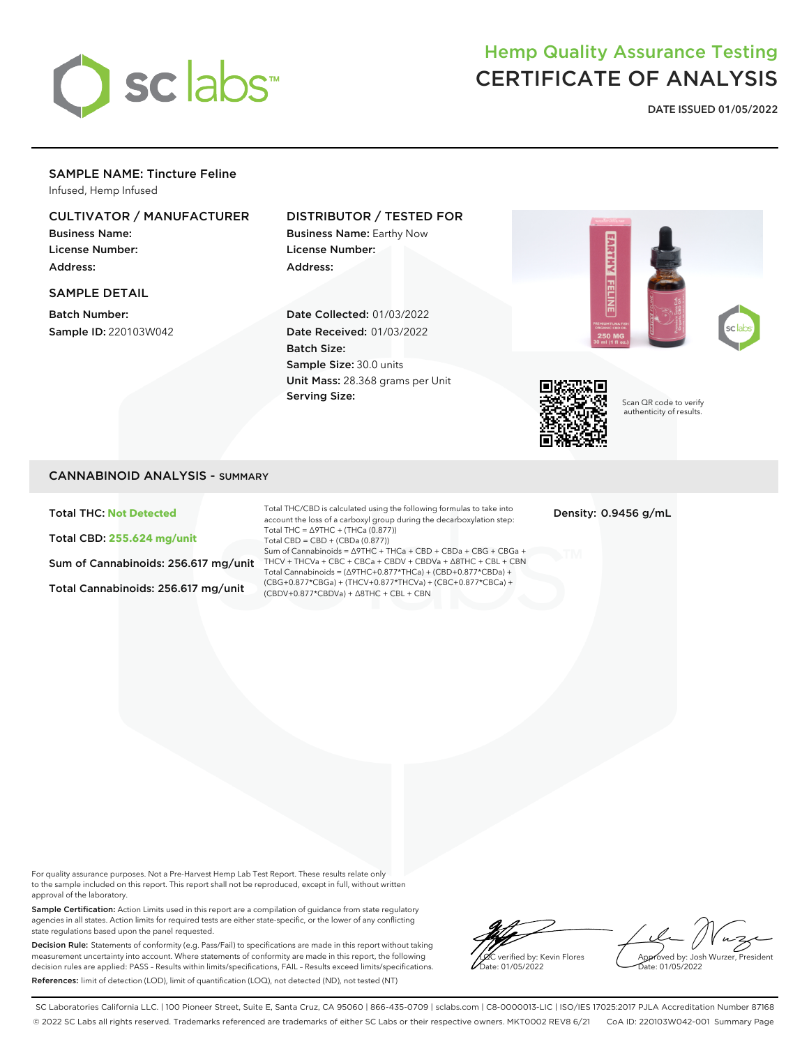sc labs

# Hemp Quality Assurance Testing
# CERTIFICATE OF ANALYSIS

**DATE ISSUED 01/05/2022**

## SAMPLE NAME: Tincture Feline

Infused, Hemp Infused

### CULTIVATOR / MANUFACTURER

**Business Name:**
**License Number:**
**Address:**

### DISTRIBUTOR / TESTED FOR

**Business Name:** Earthy Now
**License Number:**
**Address:**

### SAMPLE DETAIL

**Batch Number:**
**Sample ID:** 220103W042

**Date Collected:** 01/03/2022
**Date Received:** 01/03/2022
**Batch Size:**
**Sample Size:** 30.0 units
**Unit Mass:** 28.368 grams per Unit
**Serving Size:**

Scan QR code to verify authenticity of results.

## CANNABINOID ANALYSIS - SUMMARY

**Total THC: Not Detected**

**Total CBD: 255.624 mg/unit**

**Sum of Cannabinoids: 256.617 mg/unit**

**Total Cannabinoids: 256.617 mg/unit**

Total THC/CBD is calculated using the following formulas to take into account the loss of a carboxyl group during the decarboxylation step:
Total THC = Δ9THC + (THCa (0.877))
Total CBD = CBD + (CBDa (0.877))
Sum of Cannabinoids = Δ9THC + THCa + CBD + CBDa + CBG + CBGa + THCV + THCVa + CBC + CBCa + CBDV + CBDVa + Δ8THC + CBL + CBN
Total Cannabinoids = (Δ9THC+0.877*THCa) + (CBD+0.877*CBDa) + (CBG+0.877*CBGa) + (THCV+0.877*THCVa) + (CBC+0.877*CBCa) + (CBDV+0.877*CBDVa) + Δ8THC + CBL + CBN

**Density: 0.9456 g/mL**

For quality assurance purposes. Not a Pre-Harvest Hemp Lab Test Report. These results relate only to the sample included on this report. This report shall not be reproduced, except in full, without written approval of the laboratory.

**Sample Certification:** Action Limits used in this report are a compilation of guidance from state regulatory agencies in all states. Action limits for required tests are either state-specific, or the lower of any conflicting state regulations based upon the panel requested.

**Decision Rule:** Statements of conformity (e.g. Pass/Fail) to specifications are made in this report without taking measurement uncertainty into account. Where statements of conformity are made in this report, the following decision rules are applied: PASS - Results within limits/specifications, FAIL - Results exceed limits/specifications.

**References:** limit of detection (LOD), limit of quantification (LOQ), not detected (ND), not tested (NT)

LQC verified by: Kevin Flores
Date: 01/05/2022

Approved by: Josh Wurzer, President
Date: 01/05/2022

SC Laboratories California LLC. | 100 Pioneer Street, Suite E, Santa Cruz, CA 95060 | 866-435-0709 | sclabs.com | C8-0000013-LIC | ISO/IES 17025:2017 PJLA Accreditation Number 87168
© 2022 SC Labs all rights reserved. Trademarks referenced are trademarks of either SC Labs or their respective owners. MKT0002 REV8 6/21 CoA ID: 220103W042-001 Summary Page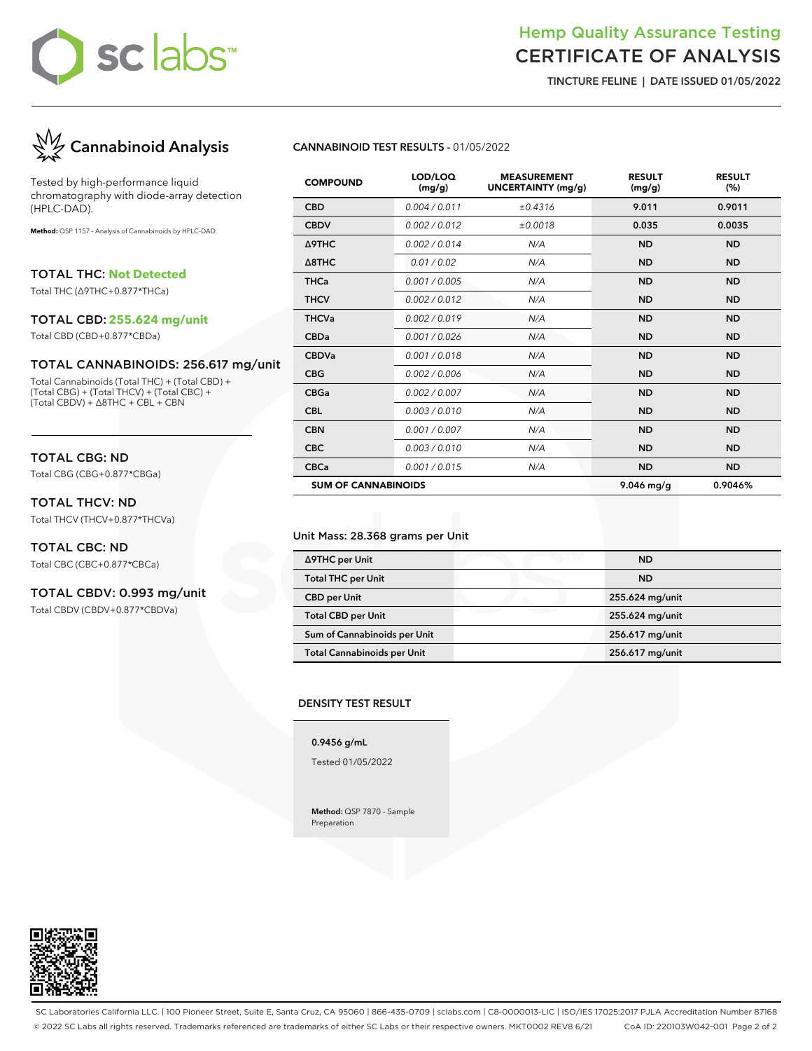# Hemp Quality Assurance Testing
# CERTIFICATE OF ANALYSIS

**TINCTURE FELINE | DATE ISSUED 01/05/2022**

## Cannabinoid Analysis

Tested by high-performance liquid chromatography with diode-array detection (HPLC-DAD).

**Method:** QSP 1157 - Analysis of Cannabinoids by HPLC-DAD

### TOTAL THC: Not Detected

Total THC (Δ9THC+0.877*THCa)

### TOTAL CBD: 255.624 mg/unit

Total CBD (CBD+0.877*CBDa)

### TOTAL CANNABINOIDS: 256.617 mg/unit

Total Cannabinoids (Total THC) + (Total CBD) + (Total CBG) + (Total THCV) + (Total CBC) + (Total CBDV) + Δ8THC + CBL + CBN

### TOTAL CBG: ND

Total CBG (CBG+0.877*CBGa)

### TOTAL THCV: ND

Total THCV (THCV+0.877*THCVa)

### TOTAL CBC: ND

Total CBC (CBC+0.877*CBCa)

### TOTAL CBDV: 0.993 mg/unit

Total CBDV (CBDV+0.877*CBDVa)

**CANNABINOID TEST RESULTS** - 01/05/2022

| COMPOUND | LOD/LOQ (mg/g) | MEASUREMENT UNCERTAINTY (mg/g) | RESULT (mg/g) | RESULT (%) |
|---|---|---|---|---|
| CBD | 0.004 / 0.011 | ±0.4316 | 9.011 | 0.9011 |
| CBDV | 0.002 / 0.012 | ±0.0018 | 0.035 | 0.0035 |
| Δ9THC | 0.002 / 0.014 | N/A | ND | ND |
| Δ8THC | 0.01 / 0.02 | N/A | ND | ND |
| THCa | 0.001 / 0.005 | N/A | ND | ND |
| THCV | 0.002 / 0.012 | N/A | ND | ND |
| THCVa | 0.002 / 0.019 | N/A | ND | ND |
| CBDa | 0.001 / 0.026 | N/A | ND | ND |
| CBDVa | 0.001 / 0.018 | N/A | ND | ND |
| CBG | 0.002 / 0.006 | N/A | ND | ND |
| CBGa | 0.002 / 0.007 | N/A | ND | ND |
| CBL | 0.003 / 0.010 | N/A | ND | ND |
| CBN | 0.001 / 0.007 | N/A | ND | ND |
| CBC | 0.003 / 0.010 | N/A | ND | ND |
| CBCa | 0.001 / 0.015 | N/A | ND | ND |
| **SUM OF CANNABINOIDS** | | | 9.046 mg/g | 0.9046% |

Unit Mass: 28.368 grams per Unit

| | |
|---|---|
| Δ9THC per Unit | ND |
| Total THC per Unit | ND |
| CBD per Unit | 255.624 mg/unit |
| Total CBD per Unit | 255.624 mg/unit |
| Sum of Cannabinoids per Unit | 256.617 mg/unit |
| Total Cannabinoids per Unit | 256.617 mg/unit |

**DENSITY TEST RESULT**

**0.9456 g/mL**

Tested 01/05/2022

**Method:** QSP 7870 - Sample Preparation

SC Laboratories California LLC. | 100 Pioneer Street, Suite E, Santa Cruz, CA 95060 | 866-435-0709 | sclabs.com | C8-0000013-LIC | ISO/IES 17025:2017 PJLA Accreditation Number 87168
© 2022 SC Labs all rights reserved. Trademarks referenced are trademarks of either SC Labs or their respective owners. MKT0002 REV8 6/21 CoA ID: 220103W042-001